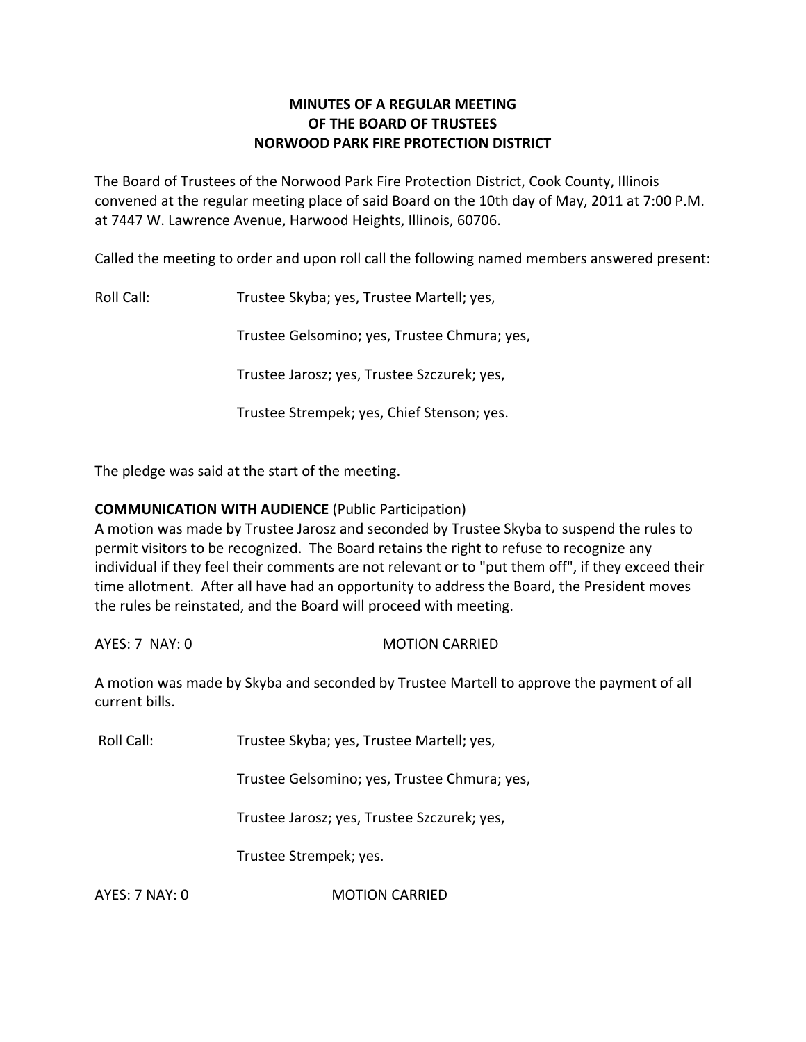**MINUTES OF A REGULAR MEETING**
**OF THE BOARD OF TRUSTEES**
**NORWOOD PARK FIRE PROTECTION DISTRICT**

The Board of Trustees of the Norwood Park Fire Protection District, Cook County, Illinois convened at the regular meeting place of said Board on the 10th day of May, 2011 at 7:00 P.M. at 7447 W. Lawrence Avenue, Harwood Heights, Illinois, 60706.

Called the meeting to order and upon roll call the following named members answered present:

Roll Call: Trustee Skyba; yes, Trustee Martell; yes,

Trustee Gelsomino; yes, Trustee Chmura; yes,

Trustee Jarosz; yes, Trustee Szczurek; yes,

Trustee Strempek; yes, Chief Stenson; yes.

The pledge was said at the start of the meeting.

**COMMUNICATION WITH AUDIENCE** (Public Participation)
A motion was made by Trustee Jarosz and seconded by Trustee Skyba to suspend the rules to permit visitors to be recognized. The Board retains the right to refuse to recognize any individual if they feel their comments are not relevant or to "put them off", if they exceed their time allotment. After all have had an opportunity to address the Board, the President moves the rules be reinstated, and the Board will proceed with meeting.

AYES: 7 NAY: 0 MOTION CARRIED

A motion was made by Skyba and seconded by Trustee Martell to approve the payment of all current bills.

Roll Call: Trustee Skyba; yes, Trustee Martell; yes,

Trustee Gelsomino; yes, Trustee Chmura; yes,

Trustee Jarosz; yes, Trustee Szczurek; yes,

Trustee Strempek; yes.

AYES: 7 NAY: 0 MOTION CARRIED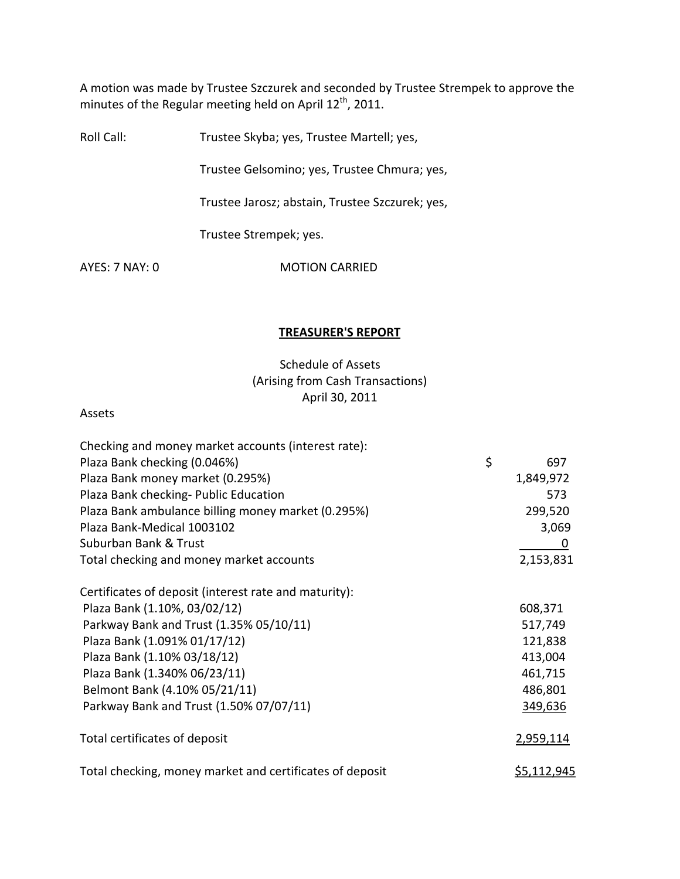A motion was made by Trustee Szczurek and seconded by Trustee Strempek to approve the minutes of the Regular meeting held on April 12th, 2011.

Roll Call: Trustee Skyba; yes, Trustee Martell; yes,

Trustee Gelsomino; yes, Trustee Chmura; yes,

Trustee Jarosz; abstain, Trustee Szczurek; yes,

Trustee Strempek; yes.

AYES: 7 NAY: 0 MOTION CARRIED

## TREASURER'S REPORT

Schedule of Assets
(Arising from Cash Transactions)
April 30, 2011

Assets

| | |
|---|---|
| Checking and money market accounts (interest rate): | |
| Plaza Bank checking (0.046%) | $ 697 |
| Plaza Bank money market (0.295%) | 1,849,972 |
| Plaza Bank checking- Public Education | 573 |
| Plaza Bank ambulance billing money market (0.295%) | 299,520 |
| Plaza Bank-Medical 1003102 | 3,069 |
| Suburban Bank & Trust | 0 |
| Total checking and money market accounts | 2,153,831 |
| | |
| Certificates of deposit (interest rate and maturity): | |
| Plaza Bank (1.10%, 03/02/12) | 608,371 |
| Parkway Bank and Trust (1.35% 05/10/11) | 517,749 |
| Plaza Bank (1.091% 01/17/12) | 121,838 |
| Plaza Bank (1.10% 03/18/12) | 413,004 |
| Plaza Bank (1.340% 06/23/11) | 461,715 |
| Belmont Bank (4.10% 05/21/11) | 486,801 |
| Parkway Bank and Trust (1.50% 07/07/11) | 349,636 |
| | |
| Total certificates of deposit | 2,959,114 |
| | |
| Total checking, money market and certificates of deposit | $5,112,945 |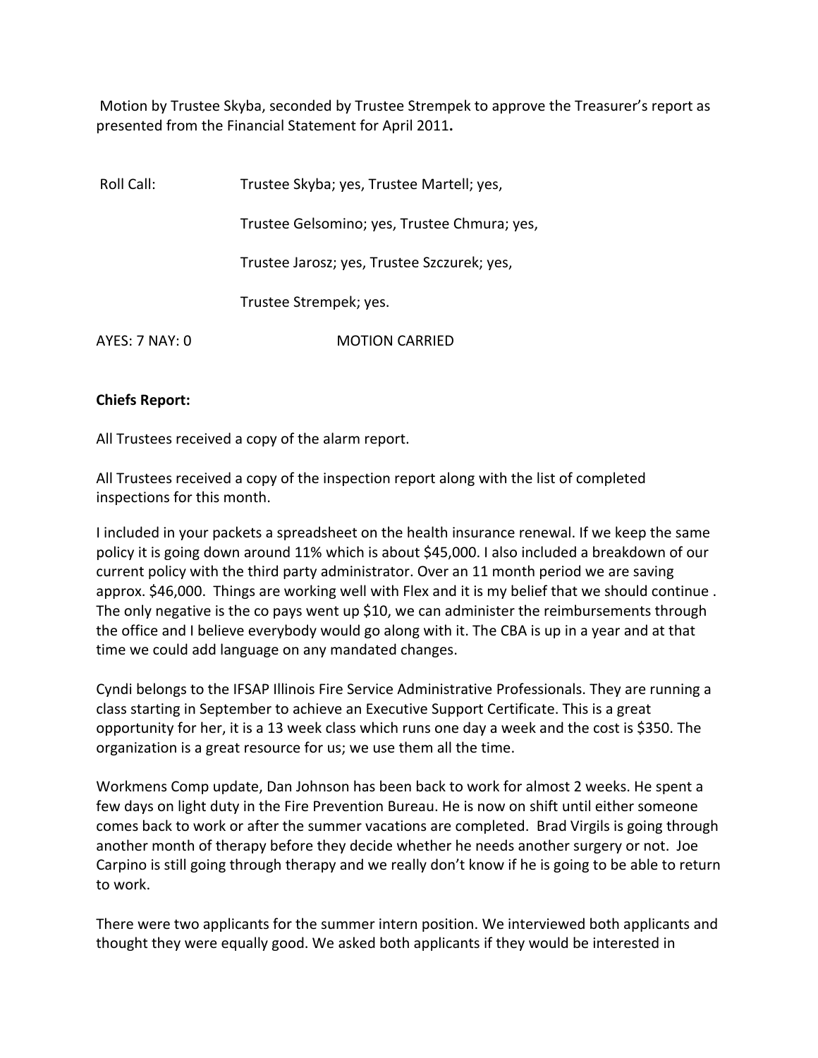Motion by Trustee Skyba, seconded by Trustee Strempek to approve the Treasurer's report as presented from the Financial Statement for April 2011**.**

Roll Call: Trustee Skyba; yes, Trustee Martell; yes,

Trustee Gelsomino; yes, Trustee Chmura; yes,

Trustee Jarosz; yes, Trustee Szczurek; yes,

Trustee Strempek; yes.

AYES: 7 NAY: 0 MOTION CARRIED

**Chiefs Report:**

All Trustees received a copy of the alarm report.

All Trustees received a copy of the inspection report along with the list of completed inspections for this month.

I included in your packets a spreadsheet on the health insurance renewal. If we keep the same policy it is going down around 11% which is about $45,000. I also included a breakdown of our current policy with the third party administrator. Over an 11 month period we are saving approx. $46,000. Things are working well with Flex and it is my belief that we should continue . The only negative is the co pays went up $10, we can administer the reimbursements through the office and I believe everybody would go along with it. The CBA is up in a year and at that time we could add language on any mandated changes.

Cyndi belongs to the IFSAP Illinois Fire Service Administrative Professionals. They are running a class starting in September to achieve an Executive Support Certificate. This is a great opportunity for her, it is a 13 week class which runs one day a week and the cost is $350. The organization is a great resource for us; we use them all the time.

Workmens Comp update, Dan Johnson has been back to work for almost 2 weeks. He spent a few days on light duty in the Fire Prevention Bureau. He is now on shift until either someone comes back to work or after the summer vacations are completed. Brad Virgils is going through another month of therapy before they decide whether he needs another surgery or not. Joe Carpino is still going through therapy and we really don't know if he is going to be able to return to work.

There were two applicants for the summer intern position. We interviewed both applicants and thought they were equally good. We asked both applicants if they would be interested in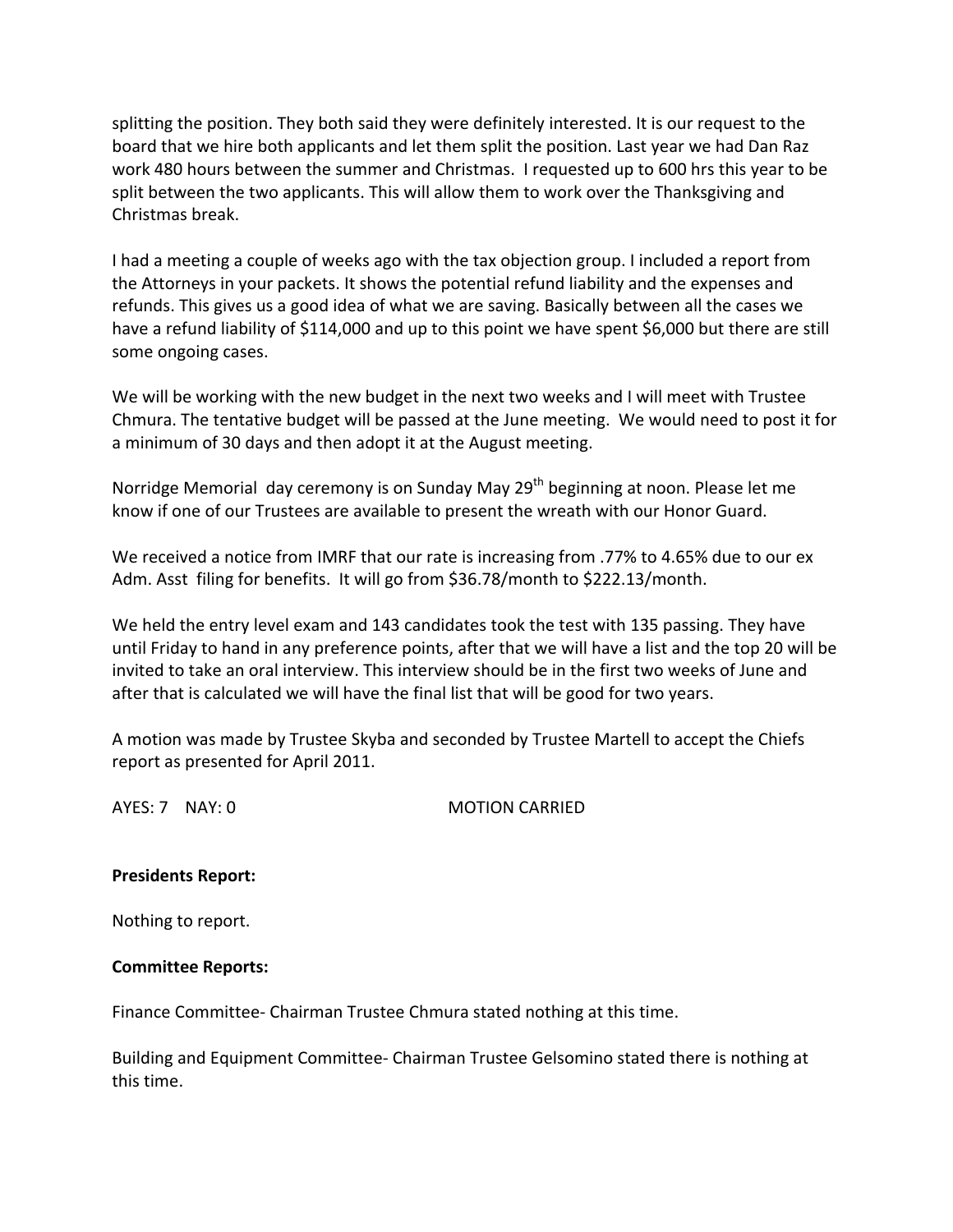splitting the position. They both said they were definitely interested. It is our request to the board that we hire both applicants and let them split the position. Last year we had Dan Raz work 480 hours between the summer and Christmas. I requested up to 600 hrs this year to be split between the two applicants. This will allow them to work over the Thanksgiving and Christmas break.

I had a meeting a couple of weeks ago with the tax objection group. I included a report from the Attorneys in your packets. It shows the potential refund liability and the expenses and refunds. This gives us a good idea of what we are saving. Basically between all the cases we have a refund liability of $114,000 and up to this point we have spent $6,000 but there are still some ongoing cases.

We will be working with the new budget in the next two weeks and I will meet with Trustee Chmura. The tentative budget will be passed at the June meeting. We would need to post it for a minimum of 30 days and then adopt it at the August meeting.

Norridge Memorial day ceremony is on Sunday May 29th beginning at noon. Please let me know if one of our Trustees are available to present the wreath with our Honor Guard.

We received a notice from IMRF that our rate is increasing from .77% to 4.65% due to our ex Adm. Asst filing for benefits. It will go from $36.78/month to $222.13/month.

We held the entry level exam and 143 candidates took the test with 135 passing. They have until Friday to hand in any preference points, after that we will have a list and the top 20 will be invited to take an oral interview. This interview should be in the first two weeks of June and after that is calculated we will have the final list that will be good for two years.

A motion was made by Trustee Skyba and seconded by Trustee Martell to accept the Chiefs report as presented for April 2011.

AYES: 7 NAY: 0 MOTION CARRIED

**Presidents Report:**

Nothing to report.

**Committee Reports:**

Finance Committee- Chairman Trustee Chmura stated nothing at this time.

Building and Equipment Committee- Chairman Trustee Gelsomino stated there is nothing at this time.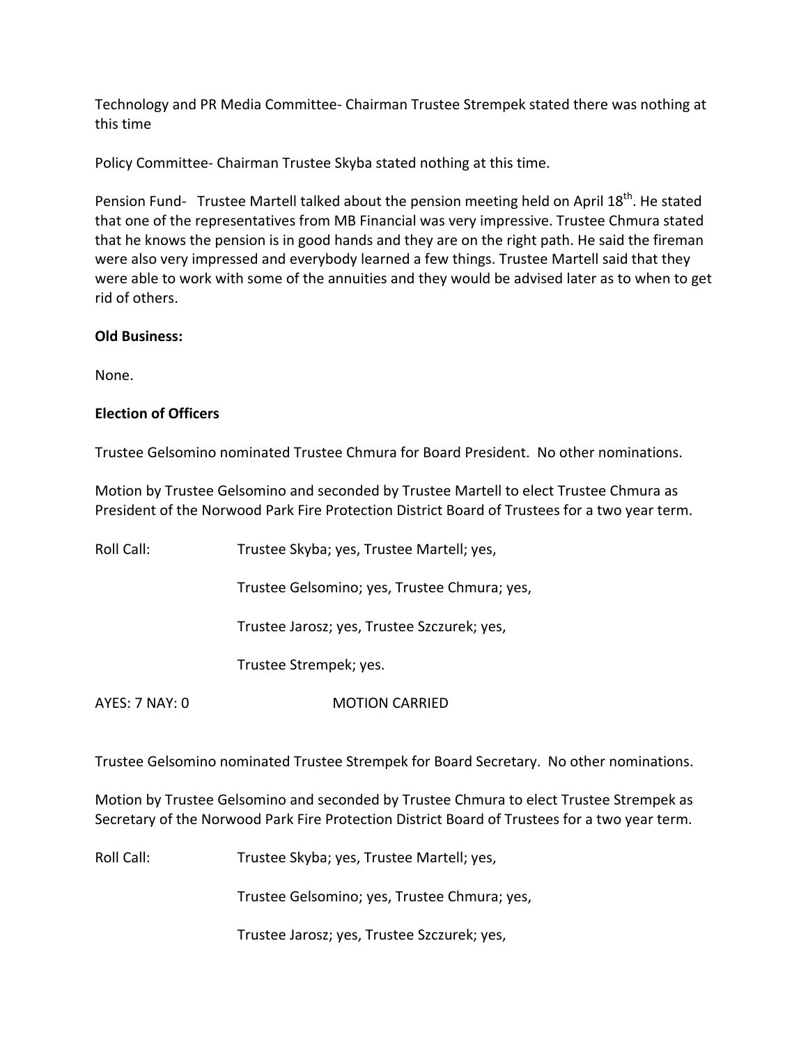Technology and PR Media Committee- Chairman Trustee Strempek stated there was nothing at this time

Policy Committee- Chairman Trustee Skyba stated nothing at this time.

Pension Fund- Trustee Martell talked about the pension meeting held on April 18th. He stated that one of the representatives from MB Financial was very impressive. Trustee Chmura stated that he knows the pension is in good hands and they are on the right path. He said the fireman were also very impressed and everybody learned a few things. Trustee Martell said that they were able to work with some of the annuities and they would be advised later as to when to get rid of others.

**Old Business:**

None.

**Election of Officers**

Trustee Gelsomino nominated Trustee Chmura for Board President. No other nominations.

Motion by Trustee Gelsomino and seconded by Trustee Martell to elect Trustee Chmura as President of the Norwood Park Fire Protection District Board of Trustees for a two year term.

Roll Call: Trustee Skyba; yes, Trustee Martell; yes,

Trustee Gelsomino; yes, Trustee Chmura; yes,

Trustee Jarosz; yes, Trustee Szczurek; yes,

Trustee Strempek; yes.

AYES: 7 NAY: 0 MOTION CARRIED

Trustee Gelsomino nominated Trustee Strempek for Board Secretary. No other nominations.

Motion by Trustee Gelsomino and seconded by Trustee Chmura to elect Trustee Strempek as Secretary of the Norwood Park Fire Protection District Board of Trustees for a two year term.

Roll Call: Trustee Skyba; yes, Trustee Martell; yes,

Trustee Gelsomino; yes, Trustee Chmura; yes,

Trustee Jarosz; yes, Trustee Szczurek; yes,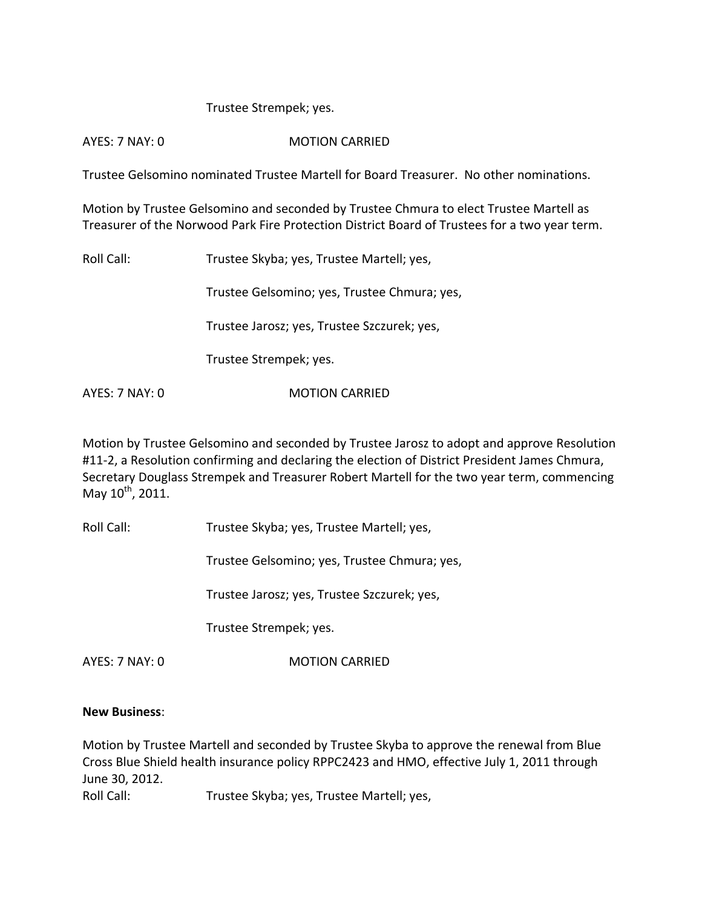Trustee Strempek; yes.

AYES: 7 NAY: 0 MOTION CARRIED

Trustee Gelsomino nominated Trustee Martell for Board Treasurer. No other nominations.

Motion by Trustee Gelsomino and seconded by Trustee Chmura to elect Trustee Martell as Treasurer of the Norwood Park Fire Protection District Board of Trustees for a two year term.

Roll Call: Trustee Skyba; yes, Trustee Martell; yes,

Trustee Gelsomino; yes, Trustee Chmura; yes,

Trustee Jarosz; yes, Trustee Szczurek; yes,

Trustee Strempek; yes.

AYES: 7 NAY: 0 MOTION CARRIED

Motion by Trustee Gelsomino and seconded by Trustee Jarosz to adopt and approve Resolution #11-2, a Resolution confirming and declaring the election of District President James Chmura, Secretary Douglass Strempek and Treasurer Robert Martell for the two year term, commencing May 10th, 2011.

Roll Call: Trustee Skyba; yes, Trustee Martell; yes,

Trustee Gelsomino; yes, Trustee Chmura; yes,

Trustee Jarosz; yes, Trustee Szczurek; yes,

Trustee Strempek; yes.

AYES: 7 NAY: 0 MOTION CARRIED

**New Business**:

Motion by Trustee Martell and seconded by Trustee Skyba to approve the renewal from Blue Cross Blue Shield health insurance policy RPPC2423 and HMO, effective July 1, 2011 through June 30, 2012.

Roll Call: Trustee Skyba; yes, Trustee Martell; yes,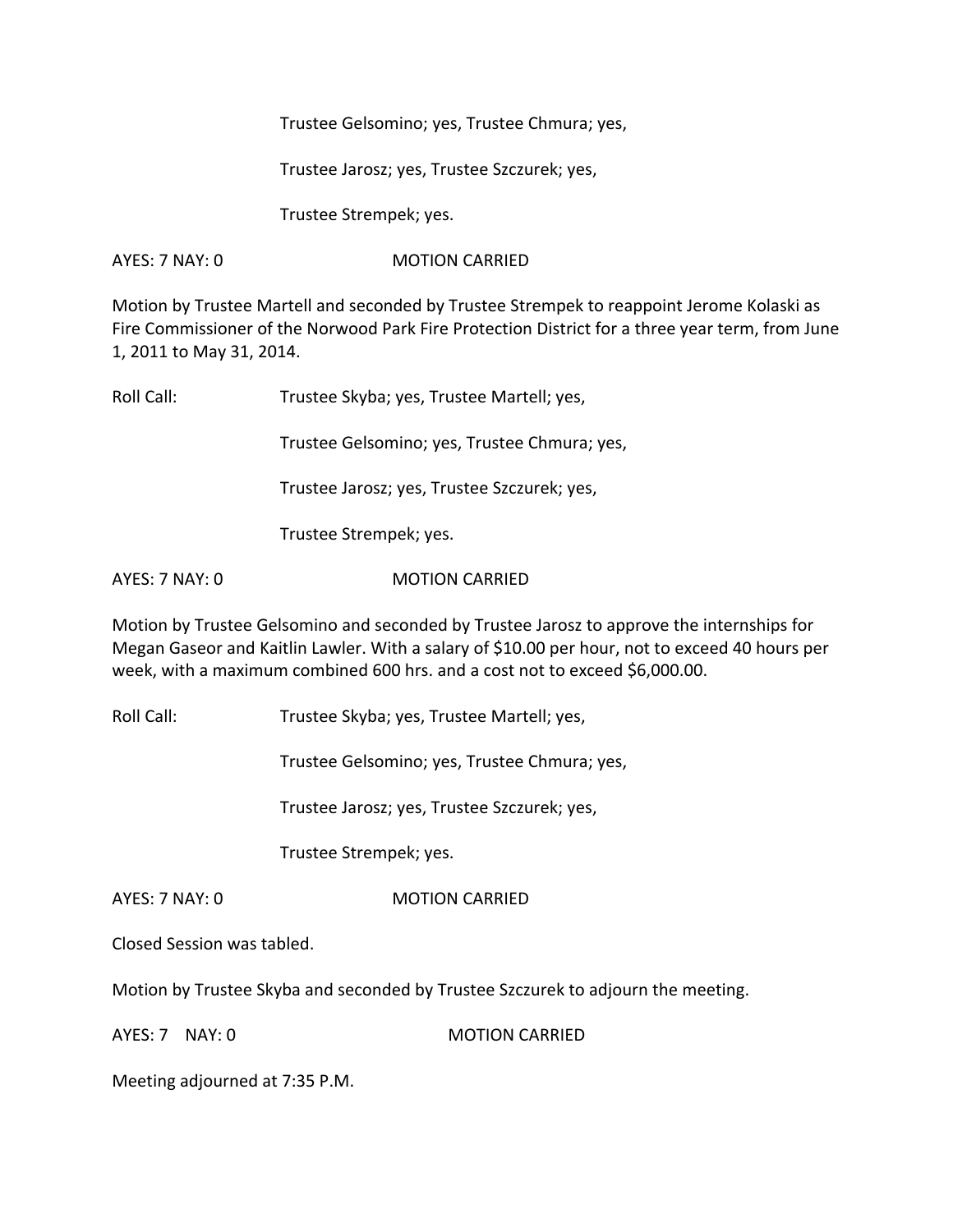Trustee Gelsomino; yes, Trustee Chmura; yes,

Trustee Jarosz; yes, Trustee Szczurek; yes,

Trustee Strempek; yes.

AYES: 7 NAY: 0 MOTION CARRIED

Motion by Trustee Martell and seconded by Trustee Strempek to reappoint Jerome Kolaski as Fire Commissioner of the Norwood Park Fire Protection District for a three year term, from June 1, 2011 to May 31, 2014.

Roll Call: Trustee Skyba; yes, Trustee Martell; yes,

Trustee Gelsomino; yes, Trustee Chmura; yes,

Trustee Jarosz; yes, Trustee Szczurek; yes,

Trustee Strempek; yes.

AYES: 7 NAY: 0 MOTION CARRIED

Motion by Trustee Gelsomino and seconded by Trustee Jarosz to approve the internships for Megan Gaseor and Kaitlin Lawler. With a salary of $10.00 per hour, not to exceed 40 hours per week, with a maximum combined 600 hrs. and a cost not to exceed $6,000.00.

Roll Call: Trustee Skyba; yes, Trustee Martell; yes,

Trustee Gelsomino; yes, Trustee Chmura; yes,

Trustee Jarosz; yes, Trustee Szczurek; yes,

Trustee Strempek; yes.

AYES: 7 NAY: 0 MOTION CARRIED

Closed Session was tabled.

Motion by Trustee Skyba and seconded by Trustee Szczurek to adjourn the meeting.

AYES: 7 NAY: 0 MOTION CARRIED

Meeting adjourned at 7:35 P.M.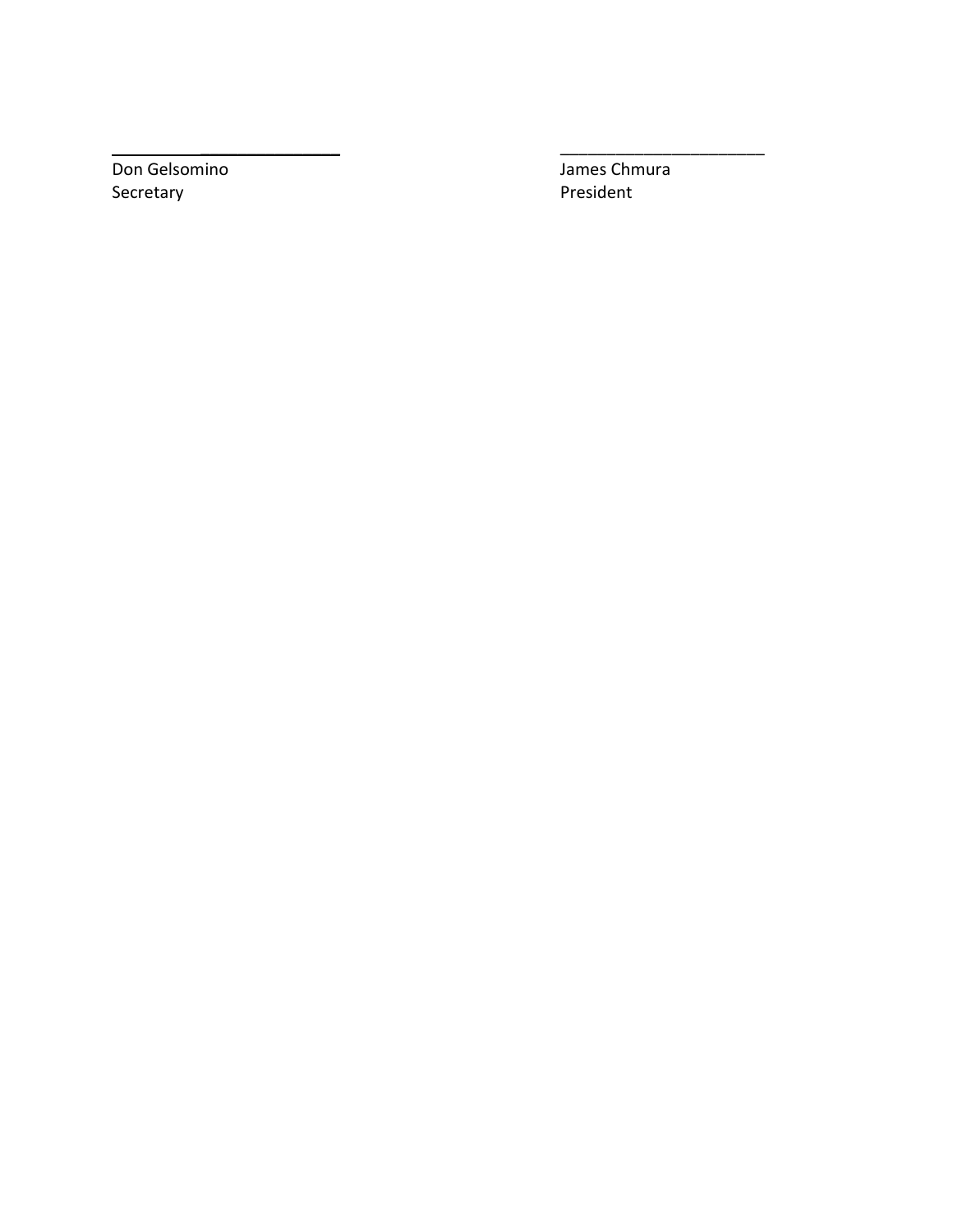\_\_\_\_\_\_\_\_\_\_\_\_\_\_\_\_\_\_\_\_\_\_\_\_
Don Gelsomino
Secretary

\_\_\_\_\_\_\_\_\_\_\_\_\_\_\_\_\_\_\_\_\_\_\_\_
James Chmura
President